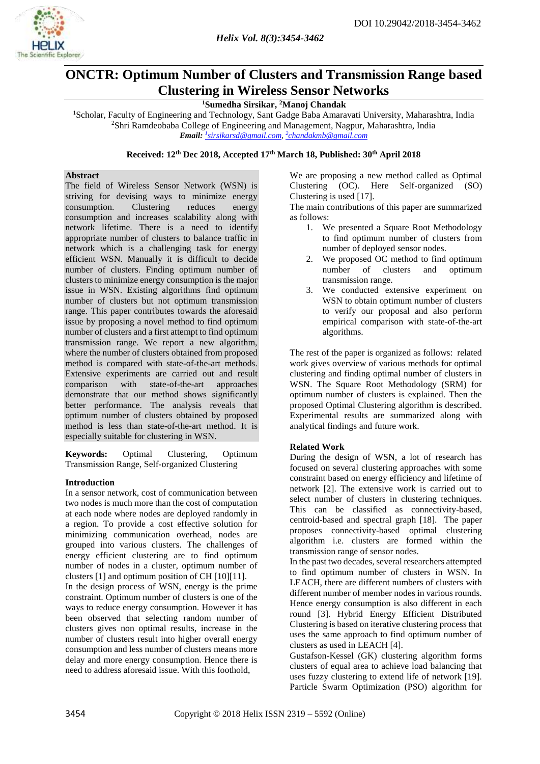# ONCTR: Optimum Number of Clusters and Transmission Range based Clustering in Wireless Sensor Networks

[1]**Sumedha Sirsikar,** [2]**Manoj Chandak**

[1]Scholar, Faculty of Engineering and Technology, Sant Gadge Baba Amaravati University, Maharashtra, India
[2]Shri Ramdeobaba College of Engineering and Management, Nagpur, Maharashtra, India
***Email:*** *[1]sirsikarsd@gmail.com, [2]chandakmb@gmail.com*

**Received: 12th Dec 2018, Accepted 17th March 18, Published: 30th April 2018**

## Abstract

The field of Wireless Sensor Network (WSN) is striving for devising ways to minimize energy consumption. Clustering reduces energy consumption and increases scalability along with network lifetime. There is a need to identify appropriate number of clusters to balance traffic in network which is a challenging task for energy efficient WSN. Manually it is difficult to decide number of clusters. Finding optimum number of clusters to minimize energy consumption is the major issue in WSN. Existing algorithms find optimum number of clusters but not optimum transmission range. This paper contributes towards the aforesaid issue by proposing a novel method to find optimum number of clusters and a first attempt to find optimum transmission range. We report a new algorithm, where the number of clusters obtained from proposed method is compared with state-of-the-art methods. Extensive experiments are carried out and result comparison with state-of-the-art approaches demonstrate that our method shows significantly better performance. The analysis reveals that optimum number of clusters obtained by proposed method is less than state-of-the-art method. It is especially suitable for clustering in WSN.

**Keywords:** Optimal Clustering, Optimum Transmission Range, Self-organized Clustering

## Introduction

In a sensor network, cost of communication between two nodes is much more than the cost of computation at each node where nodes are deployed randomly in a region. To provide a cost effective solution for minimizing communication overhead, nodes are grouped into various clusters. The challenges of energy efficient clustering are to find optimum number of nodes in a cluster, optimum number of clusters [1] and optimum position of CH [10][11].

In the design process of WSN, energy is the prime constraint. Optimum number of clusters is one of the ways to reduce energy consumption. However it has been observed that selecting random number of clusters gives non optimal results, increase in the number of clusters result into higher overall energy consumption and less number of clusters means more delay and more energy consumption. Hence there is need to address aforesaid issue. With this foothold, We are proposing a new method called as Optimal Clustering (OC). Here Self-organized (SO) Clustering is used [17].

The main contributions of this paper are summarized as follows:

1. We presented a Square Root Methodology to find optimum number of clusters from number of deployed sensor nodes.
2. We proposed OC method to find optimum number of clusters and optimum transmission range.
3. We conducted extensive experiment on WSN to obtain optimum number of clusters to verify our proposal and also perform empirical comparison with state-of-the-art algorithms.

The rest of the paper is organized as follows: related work gives overview of various methods for optimal clustering and finding optimal number of clusters in WSN. The Square Root Methodology (SRM) for optimum number of clusters is explained. Then the proposed Optimal Clustering algorithm is described. Experimental results are summarized along with analytical findings and future work.

## Related Work

During the design of WSN, a lot of research has focused on several clustering approaches with some constraint based on energy efficiency and lifetime of network [2]. The extensive work is carried out to select number of clusters in clustering techniques. This can be classified as connectivity-based, centroid-based and spectral graph [18]. The paper proposes connectivity-based optimal clustering algorithm i.e. clusters are formed within the transmission range of sensor nodes.

In the past two decades, several researchers attempted to find optimum number of clusters in WSN. In LEACH, there are different numbers of clusters with different number of member nodes in various rounds. Hence energy consumption is also different in each round [3]. Hybrid Energy Efficient Distributed Clustering is based on iterative clustering process that uses the same approach to find optimum number of clusters as used in LEACH [4].

Gustafson-Kessel (GK) clustering algorithm forms clusters of equal area to achieve load balancing that uses fuzzy clustering to extend life of network [19]. Particle Swarm Optimization (PSO) algorithm for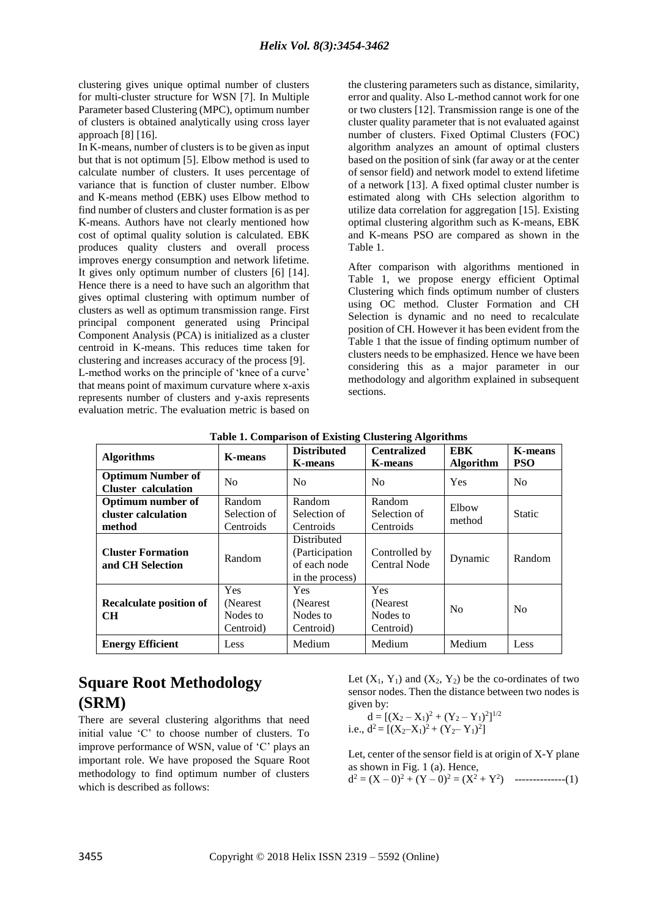clustering gives unique optimal number of clusters for multi-cluster structure for WSN [7]. In Multiple Parameter based Clustering (MPC), optimum number of clusters is obtained analytically using cross layer approach [8] [16].

In K-means, number of clusters is to be given as input but that is not optimum [5]. Elbow method is used to calculate number of clusters. It uses percentage of variance that is function of cluster number. Elbow and K-means method (EBK) uses Elbow method to find number of clusters and cluster formation is as per K-means. Authors have not clearly mentioned how cost of optimal quality solution is calculated. EBK produces quality clusters and overall process improves energy consumption and network lifetime. It gives only optimum number of clusters [6] [14]. Hence there is a need to have such an algorithm that gives optimal clustering with optimum number of clusters as well as optimum transmission range. First principal component generated using Principal Component Analysis (PCA) is initialized as a cluster centroid in K-means. This reduces time taken for clustering and increases accuracy of the process [9].

L-method works on the principle of 'knee of a curve' that means point of maximum curvature where x-axis represents number of clusters and y-axis represents evaluation metric. The evaluation metric is based on the clustering parameters such as distance, similarity, error and quality. Also L-method cannot work for one or two clusters [12]. Transmission range is one of the cluster quality parameter that is not evaluated against number of clusters. Fixed Optimal Clusters (FOC) algorithm analyzes an amount of optimal clusters based on the position of sink (far away or at the center of sensor field) and network model to extend lifetime of a network [13]. A fixed optimal cluster number is estimated along with CHs selection algorithm to utilize data correlation for aggregation [15]. Existing optimal clustering algorithm such as K-means, EBK and K-means PSO are compared as shown in the Table 1.

After comparison with algorithms mentioned in Table 1, we propose energy efficient Optimal Clustering which finds optimum number of clusters using OC method. Cluster Formation and CH Selection is dynamic and no need to recalculate position of CH. However it has been evident from the Table 1 that the issue of finding optimum number of clusters needs to be emphasized. Hence we have been considering this as a major parameter in our methodology and algorithm explained in subsequent sections.

**Table 1. Comparison of Existing Clustering Algorithms**

| Algorithms | K-means | Distributed K-means | Centralized K-means | EBK Algorithm | K-means PSO |
|---|---|---|---|---|---|
| **Optimum Number of Cluster calculation** | No | No | No | Yes | No |
| **Optimum number of cluster calculation method** | Random Selection of Centroids | Random Selection of Centroids | Random Selection of Centroids | Elbow method | Static |
| **Cluster Formation and CH Selection** | Random | Distributed (Participation of each node in the process) | Controlled by Central Node | Dynamic | Random |
| **Recalculate position of CH** | Yes (Nearest Nodes to Centroid) | Yes (Nearest Nodes to Centroid) | Yes (Nearest Nodes to Centroid) | No | No |
| **Energy Efficient** | Less | Medium | Medium | Medium | Less |

# Square Root Methodology (SRM)

There are several clustering algorithms that need initial value 'C' to choose number of clusters. To improve performance of WSN, value of 'C' plays an important role. We have proposed the Square Root methodology to find optimum number of clusters which is described as follows:

Let $(X_1, Y_1)$ and $(X_2, Y_2)$ be the co-ordinates of two sensor nodes. Then the distance between two nodes is given by:

$$d = [(X_2 - X_1)^2 + (Y_2 - Y_1)^2]^{1/2}$$

i.e., $d^2 = [(X_2 - X_1)^2 + (Y_2 - Y_1)^2]$

Let, center of the sensor field is at origin of X-Y plane as shown in Fig. 1 (a). Hence,

$$d^2 = (X - 0)^2 + (Y - 0)^2 = (X^2 + Y^2) \quad \text{--------------(1)}$$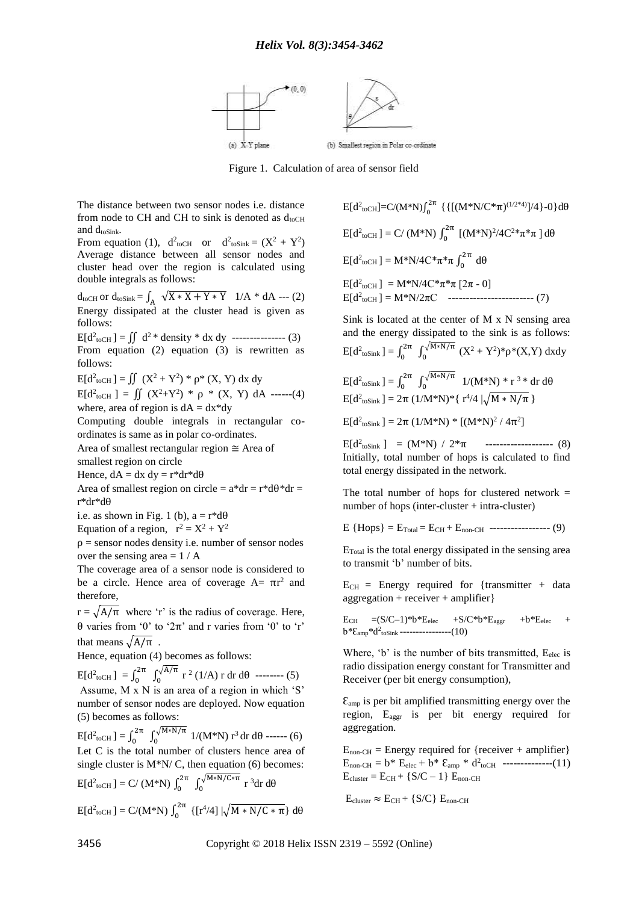Figure 1. Calculation of area of sensor field

The distance between two sensor nodes i.e. distance from node to CH and CH to sink is denoted as $d_{toCH}$ and $d_{toSink}$.

From equation (1), $d^2_{toCH}$ or $d^2_{toSink} = (X^2 + Y^2)$

Average distance between all sensor nodes and cluster head over the region is calculated using double integrals as follows:

$d_{toCH}$ or $d_{toSink} = \int_A \sqrt{X*X+Y*Y}\ \ 1/A * dA$ --- (2)

Energy dissipated at the cluster head is given as follows:

$E[d^2_{toCH}] = \iint d^2 * \text{density} * dx\,dy$ --------------- (3)

From equation (2) equation (3) is rewritten as follows:

$E[d^2_{toCH}] = \iint (X^2 + Y^2) * \rho * (X, Y)\, dx\, dy$

$E[d^2_{toCH}] = \iint (X^2+Y^2) * \rho * (X, Y)\, dA$ ------(4)

where, area of region is $dA = dx*dy$

Computing double integrals in rectangular co-ordinates is same as in polar co-ordinates.

Area of smallest rectangular region ≅ Area of smallest region on circle

Hence, $dA = dx\, dy = r*dr*d\theta$

Area of smallest region on circle = $a*dr = r*d\theta*dr = r*dr*d\theta$

i.e. as shown in Fig. 1 (b), $a = r*d\theta$

Equation of a region, $r^2 = X^2 + Y^2$

$\rho$ = sensor nodes density i.e. number of sensor nodes over the sensing area = 1 / A

The coverage area of a sensor node is considered to be a circle. Hence area of coverage $A= \pi r^2$ and therefore,

$r = \sqrt{A/\pi}$ where 'r' is the radius of coverage. Here, $\theta$ varies from '0' to '$2\pi$' and r varies from '0' to 'r' that means $\sqrt{A/\pi}$ .

Hence, equation (4) becomes as follows:

$E[d^2_{toCH}] = \int_0^{2\pi} \int_0^{\sqrt{A/\pi}} r^2\, (1/A)\, r\, dr\, d\theta$ -------- (5)

Assume, M x N is an area of a region in which 'S' number of sensor nodes are deployed. Now equation (5) becomes as follows:

$E[d^2_{toCH}] = \int_0^{2\pi} \int_0^{\sqrt{M*N/\pi}} 1/(M*N)\, r^3\, dr\, d\theta$ ------ (6)

Let C is the total number of clusters hence area of single cluster is M*N/ C, then equation (6) becomes:

$E[d^2_{toCH}] = C/ (M*N) \int_0^{2\pi} \int_0^{\sqrt{M*N/C*\pi}} r^3 dr\, d\theta$

$E[d^2_{toCH}] = C/(M*N) \int_0^{2\pi} \{[r^4/4]\, |\sqrt{M*N/C*\pi}\}\, d\theta$

$E[d^2_{toCH}]=C/(M*N)\int_0^{2\pi} \{\{[(M*N/C*\pi)^{(1/2*4)}]/4\}-0\}d\theta$

$E[d^2_{toCH}] = C/ (M*N) \int_0^{2\pi} [(M*N)^2/4C^2*\pi*\pi\,]\, d\theta$

$E[d^2_{toCH}] = M*N/4C*\pi*\pi \int_0^{2\pi} d\theta$

$E[d^2_{toCH}] = M*N/4C*\pi*\pi\, [2\pi - 0]$

$E[d^2_{toCH}] = M*N/2\pi C$ ------------------------ (7)

Sink is located at the center of M x N sensing area and the energy dissipated to the sink is as follows:

$E[d^2_{toSink}] = \int_0^{2\pi} \int_0^{\sqrt{M*N/\pi}} (X^2 + Y^2)*\rho*(X,Y)\, dxdy$

$E[d^2_{toSink}] = \int_0^{2\pi} \int_0^{\sqrt{M*N/\pi}} 1/(M*N) * r^3 * dr\, d\theta$

$E[d^2_{toSink}] = 2\pi\, (1/M*N)*\{\, r^4/4\, |\sqrt{M*N/\pi}\,\}$

$E[d^2_{toSink}] = 2\pi\, (1/M*N) * [(M*N)^2 / 4\pi^2]$

$E[d^2_{toSink}] = (M*N) / 2*\pi$ ------------------- (8)

Initially, total number of hops is calculated to find total energy dissipated in the network.

The total number of hops for clustered network = number of hops (inter-cluster + intra-cluster)

$E\, \{Hops\} = E_{Total} = E_{CH} + E_{non\text{-}CH}$ ----------------- (9)

$E_{Total}$ is the total energy dissipated in the sensing area to transmit 'b' number of bits.

$E_{CH}$ = Energy required for {transmitter + data aggregation + receiver + amplifier}

$E_{CH} = (S/C-1)*b*E_{elec} + S/C*b*E_{aggr} + b*E_{elec} + b*\varepsilon_{amp}*d^2_{toSink}$ ----------------(10)

Where, 'b' is the number of bits transmitted, $E_{elec}$ is radio dissipation energy constant for Transmitter and Receiver (per bit energy consumption),

$\varepsilon_{amp}$ is per bit amplified transmitting energy over the region, $E_{aggr}$ is per bit energy required for aggregation.

$E_{non\text{-}CH}$ = Energy required for {receiver + amplifier}

$E_{non\text{-}CH} = b* E_{elec} + b* \varepsilon_{amp} * d^2_{toCH}$ --------------(11)

$E_{cluster} = E_{CH} + \{S/C - 1\}\, E_{non\text{-}CH}$

$E_{cluster} \approx E_{CH} + \{S/C\}\, E_{non\text{-}CH}$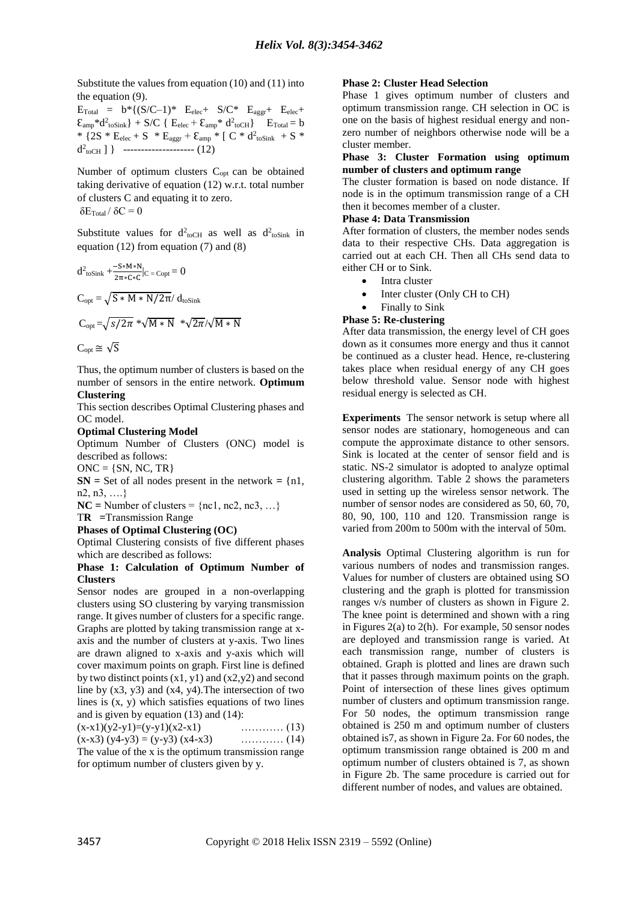Substitute the values from equation (10) and (11) into the equation (9).

$E_{Total} = b*\{(S/C-1)* E_{elec}+ S/C* E_{aggr}+ E_{elec}+ \mathcal{E}_{amp}*d^2_{toSink}\} + S/C \{ E_{elec} + \mathcal{E}_{amp}* d^2_{toCH}\}$ $E_{Total} = b * \{2S * E_{elec} + S * E_{aggr} + \mathcal{E}_{amp} * [ C * d^2_{toSink} + S * d^2_{toCH} ] \}$ -------------------- (12)

Number of optimum clusters $C_{opt}$ can be obtained taking derivative of equation (12) w.r.t. total number of clusters C and equating it to zero.

$\delta E_{Total} / \delta C = 0$

Substitute values for $d^2_{toCH}$ as well as $d^2_{toSink}$ in equation (12) from equation (7) and (8)

$$d^2_{toSink} + \frac{-S*M*N}{2\pi*C*C}|_{C = Copt} = 0$$

$$C_{opt} = \sqrt{S * M * N/2\pi} / d_{toSink}$$

$$C_{opt} = \sqrt{s/2\pi} * \sqrt{M * N} * \sqrt{2\pi}/\sqrt{M * N}$$

$$C_{opt} \cong \sqrt{S}$$

Thus, the optimum number of clusters is based on the number of sensors in the entire network.

**Optimum Clustering**

This section describes Optimal Clustering phases and OC model.

**Optimal Clustering Model**

Optimum Number of Clusters (ONC) model is described as follows:

ONC = {SN, NC, TR}

**SN =** Set of all nodes present in the network = {n1, n2, n3, ….}

**NC =** Number of clusters = {nc1, nc2, nc3, …}

T**R** =Transmission Range

**Phases of Optimal Clustering (OC)**

Optimal Clustering consists of five different phases which are described as follows:

**Phase 1: Calculation of Optimum Number of Clusters**

Sensor nodes are grouped in a non-overlapping clusters using SO clustering by varying transmission range. It gives number of clusters for a specific range. Graphs are plotted by taking transmission range at x-axis and the number of clusters at y-axis. Two lines are drawn aligned to x-axis and y-axis which will cover maximum points on graph. First line is defined by two distinct points (x1, y1) and (x2,y2) and second line by (x3, y3) and (x4, y4).The intersection of two lines is (x, y) which satisfies equations of two lines and is given by equation (13) and (14):

$(x-x1)(y2-y1)=(y-y1)(x2-x1)$ ………… (13)

$(x-x3)(y4-y3) = (y-y3)(x4-x3)$ ………… (14)

The value of the x is the optimum transmission range for optimum number of clusters given by y.

**Phase 2: Cluster Head Selection**

Phase 1 gives optimum number of clusters and optimum transmission range. CH selection in OC is one on the basis of highest residual energy and non-zero number of neighbors otherwise node will be a cluster member.

**Phase 3: Cluster Formation using optimum number of clusters and optimum range**

The cluster formation is based on node distance. If node is in the optimum transmission range of a CH then it becomes member of a cluster.

**Phase 4: Data Transmission**

After formation of clusters, the member nodes sends data to their respective CHs. Data aggregation is carried out at each CH. Then all CHs send data to either CH or to Sink.

- Intra cluster
- Inter cluster (Only CH to CH)
- Finally to Sink

**Phase 5: Re-clustering**

After data transmission, the energy level of CH goes down as it consumes more energy and thus it cannot be continued as a cluster head. Hence, re-clustering takes place when residual energy of any CH goes below threshold value. Sensor node with highest residual energy is selected as CH.

**Experiments** The sensor network is setup where all sensor nodes are stationary, homogeneous and can compute the approximate distance to other sensors. Sink is located at the center of sensor field and is static. NS-2 simulator is adopted to analyze optimal clustering algorithm. Table 2 shows the parameters used in setting up the wireless sensor network. The number of sensor nodes are considered as 50, 60, 70, 80, 90, 100, 110 and 120. Transmission range is varied from 200m to 500m with the interval of 50m.

**Analysis** Optimal Clustering algorithm is run for various numbers of nodes and transmission ranges. Values for number of clusters are obtained using SO clustering and the graph is plotted for transmission ranges v/s number of clusters as shown in Figure 2. The knee point is determined and shown with a ring in Figures 2(a) to 2(h). For example, 50 sensor nodes are deployed and transmission range is varied. At each transmission range, number of clusters is obtained. Graph is plotted and lines are drawn such that it passes through maximum points on the graph. Point of intersection of these lines gives optimum number of clusters and optimum transmission range. For 50 nodes, the optimum transmission range obtained is 250 m and optimum number of clusters obtained is7, as shown in Figure 2a. For 60 nodes, the optimum transmission range obtained is 200 m and optimum number of clusters obtained is 7, as shown in Figure 2b. The same procedure is carried out for different number of nodes, and values are obtained.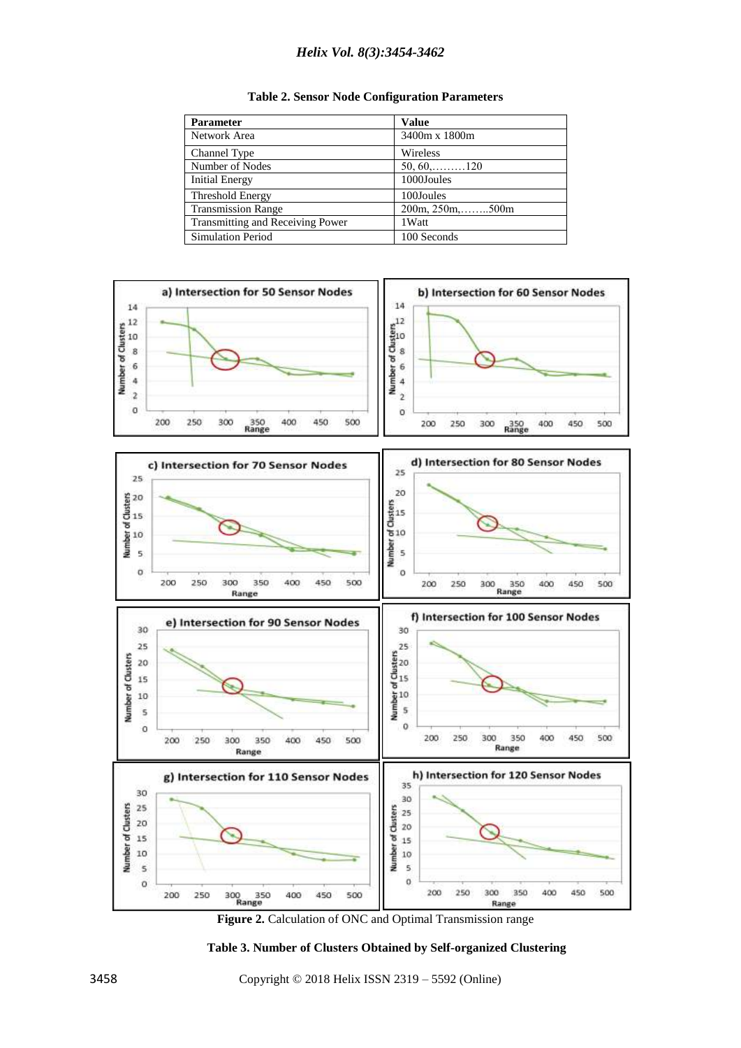**Table 2. Sensor Node Configuration Parameters**

| Parameter | Value |
|---|---|
| Network Area | 3400m x 1800m |
| Channel Type | Wireless |
| Number of Nodes | 50, 60,………120 |
| Initial Energy | 1000Joules |
| Threshold Energy | 100Joules |
| Transmission Range | 200m, 250m,……..500m |
| Transmitting and Receiving Power | 1Watt |
| Simulation Period | 100 Seconds |

**Figure 2.** Calculation of ONC and Optimal Transmission range

**Table 3. Number of Clusters Obtained by Self-organized Clustering**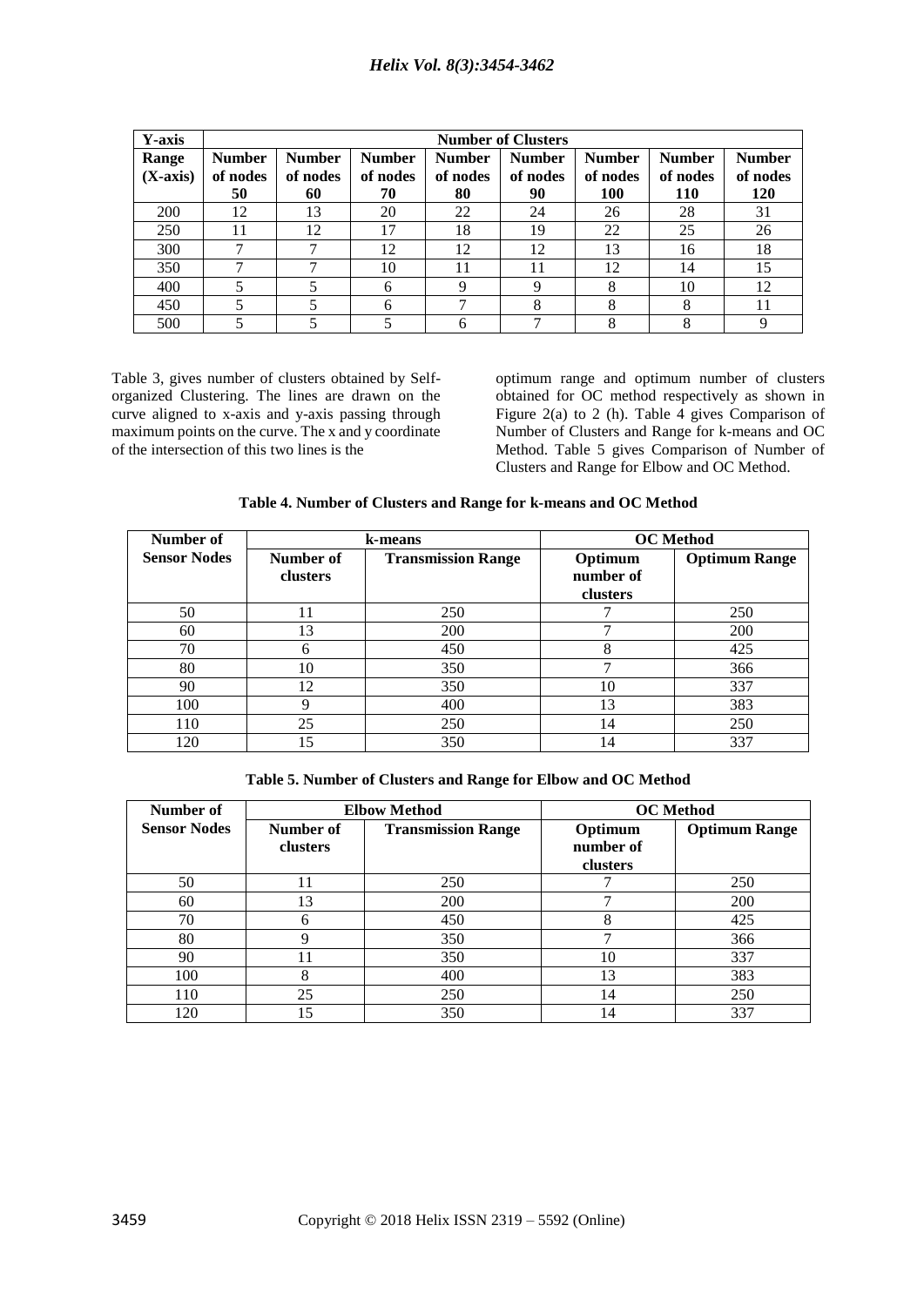| Y-axis | Number of Clusters | | | | | | | |
|---|---|---|---|---|---|---|---|---|
| Range (X-axis) | Number of nodes 50 | Number of nodes 60 | Number of nodes 70 | Number of nodes 80 | Number of nodes 90 | Number of nodes 100 | Number of nodes 110 | Number of nodes 120 |
| 200 | 12 | 13 | 20 | 22 | 24 | 26 | 28 | 31 |
| 250 | 11 | 12 | 17 | 18 | 19 | 22 | 25 | 26 |
| 300 | 7 | 7 | 12 | 12 | 12 | 13 | 16 | 18 |
| 350 | 7 | 7 | 10 | 11 | 11 | 12 | 14 | 15 |
| 400 | 5 | 5 | 6 | 9 | 9 | 8 | 10 | 12 |
| 450 | 5 | 5 | 6 | 7 | 8 | 8 | 8 | 11 |
| 500 | 5 | 5 | 5 | 6 | 7 | 8 | 8 | 9 |

Table 3, gives number of clusters obtained by Self-organized Clustering. The lines are drawn on the curve aligned to x-axis and y-axis passing through maximum points on the curve. The x and y coordinate of the intersection of this two lines is the optimum range and optimum number of clusters obtained for OC method respectively as shown in Figure 2(a) to 2 (h). Table 4 gives Comparison of Number of Clusters and Range for k-means and OC Method. Table 5 gives Comparison of Number of Clusters and Range for Elbow and OC Method.

**Table 4. Number of Clusters and Range for k-means and OC Method**

| Number of Sensor Nodes | k-means | | OC Method | |
|---|---|---|---|---|
| | Number of clusters | Transmission Range | Optimum number of clusters | Optimum Range |
| 50 | 11 | 250 | 7 | 250 |
| 60 | 13 | 200 | 7 | 200 |
| 70 | 6 | 450 | 8 | 425 |
| 80 | 10 | 350 | 7 | 366 |
| 90 | 12 | 350 | 10 | 337 |
| 100 | 9 | 400 | 13 | 383 |
| 110 | 25 | 250 | 14 | 250 |
| 120 | 15 | 350 | 14 | 337 |

**Table 5. Number of Clusters and Range for Elbow and OC Method**

| Number of Sensor Nodes | Elbow Method | | OC Method | |
|---|---|---|---|---|
| | Number of clusters | Transmission Range | Optimum number of clusters | Optimum Range |
| 50 | 11 | 250 | 7 | 250 |
| 60 | 13 | 200 | 7 | 200 |
| 70 | 6 | 450 | 8 | 425 |
| 80 | 9 | 350 | 7 | 366 |
| 90 | 11 | 350 | 10 | 337 |
| 100 | 8 | 400 | 13 | 383 |
| 110 | 25 | 250 | 14 | 250 |
| 120 | 15 | 350 | 14 | 337 |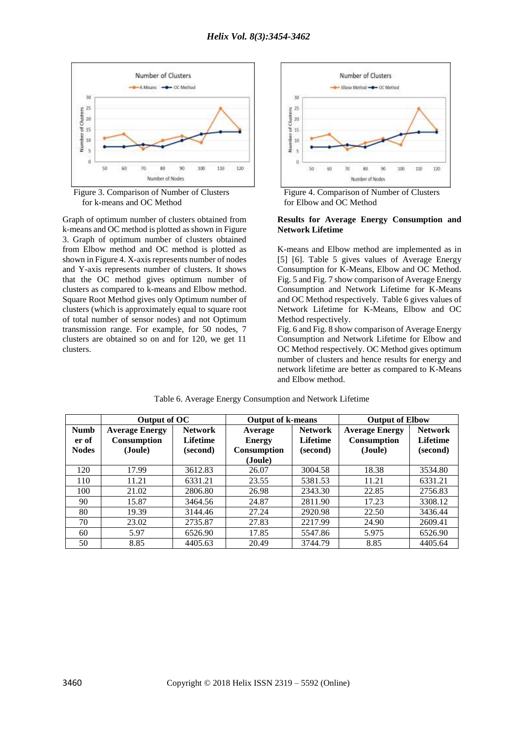Figure 3. Comparison of Number of Clusters for k-means and OC Method

Figure 4. Comparison of Number of Clusters for Elbow and OC Method

Graph of optimum number of clusters obtained from k-means and OC method is plotted as shown in Figure 3. Graph of optimum number of clusters obtained from Elbow method and OC method is plotted as shown in Figure 4. X-axis represents number of nodes and Y-axis represents number of clusters. It shows that the OC method gives optimum number of clusters as compared to k-means and Elbow method. Square Root Method gives only Optimum number of clusters (which is approximately equal to square root of total number of sensor nodes) and not Optimum transmission range. For example, for 50 nodes, 7 clusters are obtained so on and for 120, we get 11 clusters.

**Results for Average Energy Consumption and Network Lifetime**

K-means and Elbow method are implemented as in [5] [6]. Table 5 gives values of Average Energy Consumption for K-Means, Elbow and OC Method. Fig. 5 and Fig. 7 show comparison of Average Energy Consumption and Network Lifetime for K-Means and OC Method respectively. Table 6 gives values of Network Lifetime for K-Means, Elbow and OC Method respectively.

Fig. 6 and Fig. 8 show comparison of Average Energy Consumption and Network Lifetime for Elbow and OC Method respectively. OC Method gives optimum number of clusters and hence results for energy and network lifetime are better as compared to K-Means and Elbow method.

Table 6. Average Energy Consumption and Network Lifetime

| | Output of OC | | Output of k-means | | Output of Elbow | |
|---|---|---|---|---|---|---|
| **Number of Nodes** | **Average Energy Consumption (Joule)** | **Network Lifetime (second)** | **Average Energy Consumption (Joule)** | **Network Lifetime (second)** | **Average Energy Consumption (Joule)** | **Network Lifetime (second)** |
| 120 | 17.99 | 3612.83 | 26.07 | 3004.58 | 18.38 | 3534.80 |
| 110 | 11.21 | 6331.21 | 23.55 | 5381.53 | 11.21 | 6331.21 |
| 100 | 21.02 | 2806.80 | 26.98 | 2343.30 | 22.85 | 2756.83 |
| 90 | 15.87 | 3464.56 | 24.87 | 2811.90 | 17.23 | 3308.12 |
| 80 | 19.39 | 3144.46 | 27.24 | 2920.98 | 22.50 | 3436.44 |
| 70 | 23.02 | 2735.87 | 27.83 | 2217.99 | 24.90 | 2609.41 |
| 60 | 5.97 | 6526.90 | 17.85 | 5547.86 | 5.975 | 6526.90 |
| 50 | 8.85 | 4405.63 | 20.49 | 3744.79 | 8.85 | 4405.64 |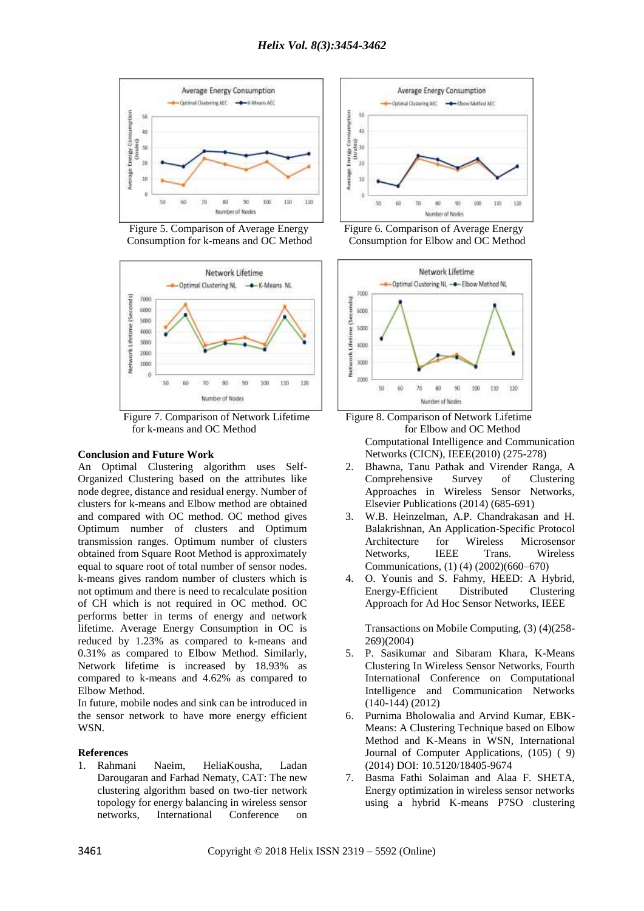Figure 5. Comparison of Average Energy Consumption for k-means and OC Method

Figure 6. Comparison of Average Energy Consumption for Elbow and OC Method

Figure 7. Comparison of Network Lifetime for k-means and OC Method

Figure 8. Comparison of Network Lifetime for Elbow and OC Method

## Conclusion and Future Work

An Optimal Clustering algorithm uses Self-Organized Clustering based on the attributes like node degree, distance and residual energy. Number of clusters for k-means and Elbow method are obtained and compared with OC method. OC method gives Optimum number of clusters and Optimum transmission ranges. Optimum number of clusters obtained from Square Root Method is approximately equal to square root of total number of sensor nodes. k-means gives random number of clusters which is not optimum and there is need to recalculate position of CH which is not required in OC method. OC performs better in terms of energy and network lifetime. Average Energy Consumption in OC is reduced by 1.23% as compared to k-means and 0.31% as compared to Elbow Method. Similarly, Network lifetime is increased by 18.93% as compared to k-means and 4.62% as compared to Elbow Method.

In future, mobile nodes and sink can be introduced in the sensor network to have more energy efficient WSN.

## References

1. Rahmani Naeim, HeliaKousha, Ladan Darougaran and Farhad Nematy, CAT: The new clustering algorithm based on two-tier network topology for energy balancing in wireless sensor networks, International Conference on Computational Intelligence and Communication Networks (CICN), IEEE(2010) (275-278)
2. Bhawna, Tanu Pathak and Virender Ranga, A Comprehensive Survey of Clustering Approaches in Wireless Sensor Networks, Elsevier Publications (2014) (685-691)
3. W.B. Heinzelman, A.P. Chandrakasan and H. Balakrishnan, An Application-Specific Protocol Architecture for Wireless Microsensor Networks, IEEE Trans. Wireless Communications, (1) (4) (2002)(660–670)
4. O. Younis and S. Fahmy, HEED: A Hybrid, Energy-Efficient Distributed Clustering Approach for Ad Hoc Sensor Networks, IEEE Transactions on Mobile Computing, (3) (4)(258-269)(2004)
5. P. Sasikumar and Sibaram Khara, K-Means Clustering In Wireless Sensor Networks, Fourth International Conference on Computational Intelligence and Communication Networks (140-144) (2012)
6. Purnima Bholowalia and Arvind Kumar, EBK-Means: A Clustering Technique based on Elbow Method and K-Means in WSN, International Journal of Computer Applications, (105) ( 9) (2014) DOI: 10.5120/18405-9674
7. Basma Fathi Solaiman and Alaa F. SHETA, Energy optimization in wireless sensor networks using a hybrid K-means P7SO clustering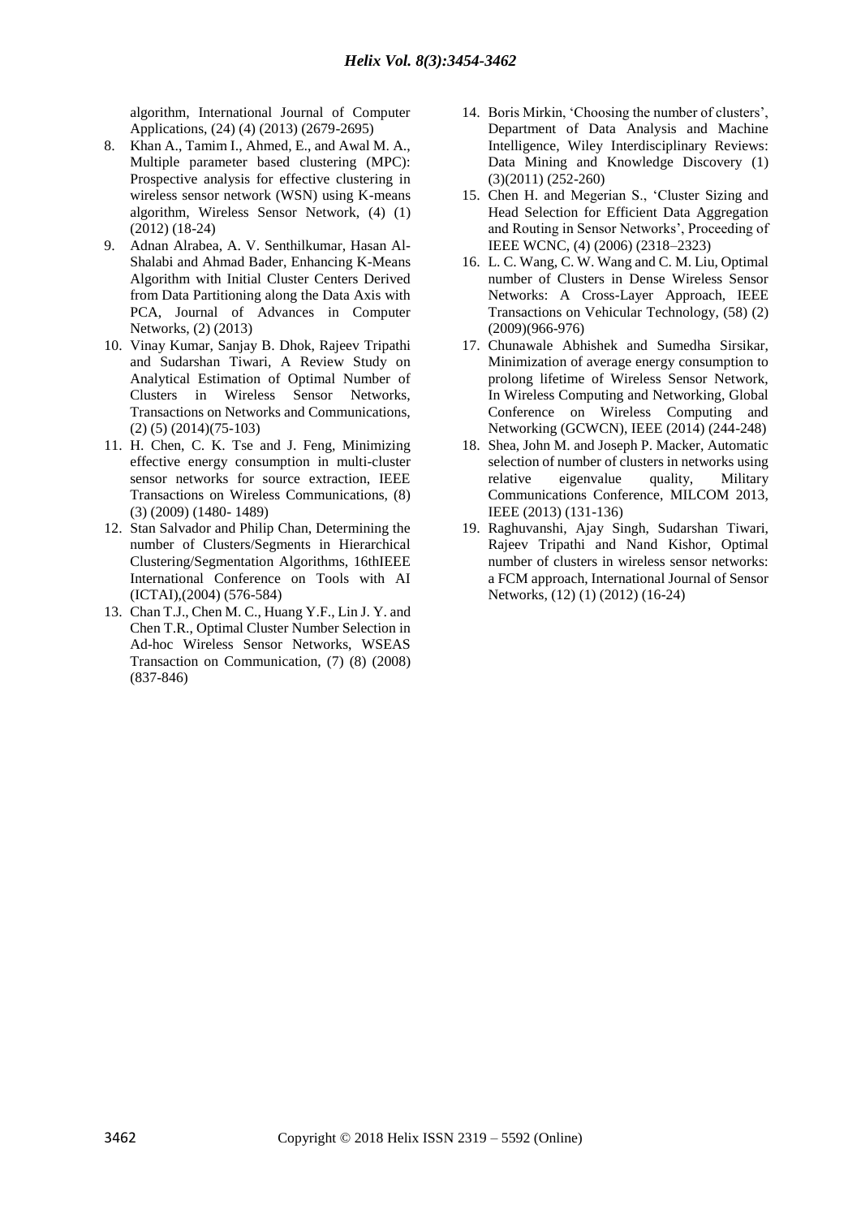algorithm, International Journal of Computer Applications, (24) (4) (2013) (2679-2695)

8. Khan A., Tamim I., Ahmed, E., and Awal M. A., Multiple parameter based clustering (MPC): Prospective analysis for effective clustering in wireless sensor network (WSN) using K-means algorithm, Wireless Sensor Network, (4) (1) (2012) (18-24)
9. Adnan Alrabea, A. V. Senthilkumar, Hasan Al-Shalabi and Ahmad Bader, Enhancing K-Means Algorithm with Initial Cluster Centers Derived from Data Partitioning along the Data Axis with PCA, Journal of Advances in Computer Networks, (2) (2013)
10. Vinay Kumar, Sanjay B. Dhok, Rajeev Tripathi and Sudarshan Tiwari, A Review Study on Analytical Estimation of Optimal Number of Clusters in Wireless Sensor Networks, Transactions on Networks and Communications, (2) (5) (2014)(75-103)
11. H. Chen, C. K. Tse and J. Feng, Minimizing effective energy consumption in multi-cluster sensor networks for source extraction, IEEE Transactions on Wireless Communications, (8) (3) (2009) (1480- 1489)
12. Stan Salvador and Philip Chan, Determining the number of Clusters/Segments in Hierarchical Clustering/Segmentation Algorithms, 16thIEEE International Conference on Tools with AI (ICTAI),(2004) (576-584)
13. Chan T.J., Chen M. C., Huang Y.F., Lin J. Y. and Chen T.R., Optimal Cluster Number Selection in Ad-hoc Wireless Sensor Networks, WSEAS Transaction on Communication, (7) (8) (2008) (837-846)
14. Boris Mirkin, 'Choosing the number of clusters', Department of Data Analysis and Machine Intelligence, Wiley Interdisciplinary Reviews: Data Mining and Knowledge Discovery (1) (3)(2011) (252-260)
15. Chen H. and Megerian S., 'Cluster Sizing and Head Selection for Efficient Data Aggregation and Routing in Sensor Networks', Proceeding of IEEE WCNC, (4) (2006) (2318–2323)
16. L. C. Wang, C. W. Wang and C. M. Liu, Optimal number of Clusters in Dense Wireless Sensor Networks: A Cross-Layer Approach, IEEE Transactions on Vehicular Technology, (58) (2) (2009)(966-976)
17. Chunawale Abhishek and Sumedha Sirsikar, Minimization of average energy consumption to prolong lifetime of Wireless Sensor Network, In Wireless Computing and Networking, Global Conference on Wireless Computing and Networking (GCWCN), IEEE (2014) (244-248)
18. Shea, John M. and Joseph P. Macker, Automatic selection of number of clusters in networks using relative eigenvalue quality, Military Communications Conference, MILCOM 2013, IEEE (2013) (131-136)
19. Raghuvanshi, Ajay Singh, Sudarshan Tiwari, Rajeev Tripathi and Nand Kishor, Optimal number of clusters in wireless sensor networks: a FCM approach, International Journal of Sensor Networks, (12) (1) (2012) (16-24)